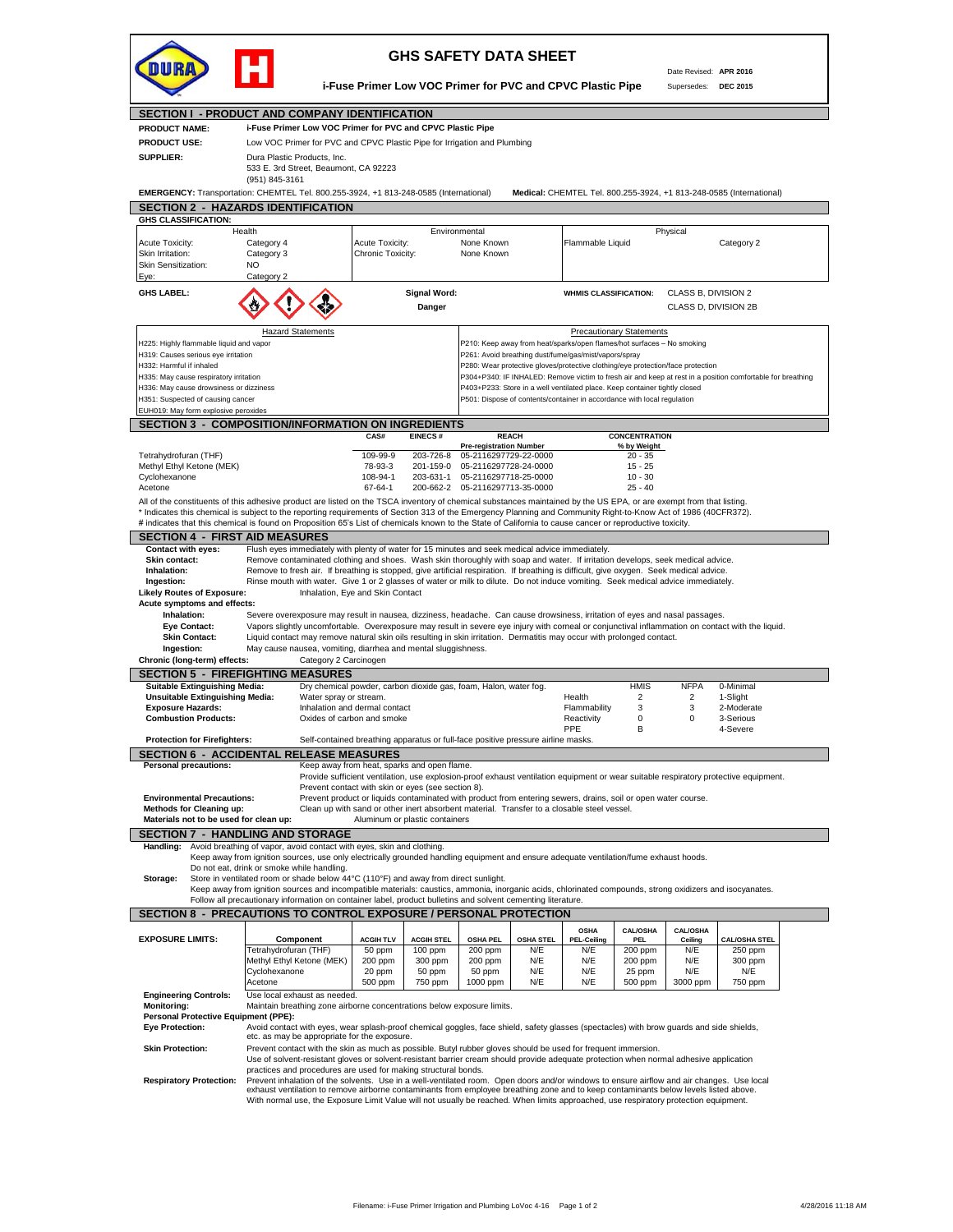# GHS SAFETY DATA SHEET

**i-Fuse Primer Low VOC Primer for PVC and CPVC Plastic Pipe**

Date Revised: **APR 2016**
Supersedes: **DEC 2015**

## SECTION I - PRODUCT AND COMPANY IDENTIFICATION

**PRODUCT NAME:** i-Fuse Primer Low VOC Primer for PVC and CPVC Plastic Pipe

**PRODUCT USE:** Low VOC Primer for PVC and CPVC Plastic Pipe for Irrigation and Plumbing

**SUPPLIER:** Dura Plastic Products, Inc.
533 E. 3rd Street, Beaumont, CA 92223
(951) 845-3161

**EMERGENCY:** Transportation: CHEMTEL Tel. 800.255-3924, +1 813-248-0585 (International)   **Medical:** CHEMTEL Tel. 800.255-3924, +1 813-248-0585 (International)

## SECTION 2 - HAZARDS IDENTIFICATION

**GHS CLASSIFICATION:**

| Health | | Environmental | | Physical | |
|---|---|---|---|---|---|
| Acute Toxicity: | Category 4 | Acute Toxicity: | None Known | Flammable Liquid | Category 2 |
| Skin Irritation: | Category 3 | Chronic Toxicity: | None Known | | |
| Skin Sensitization: | NO | | | | |
| Eye: | Category 2 | | | | |

**GHS LABEL:**

**Signal Word:** Danger

**WHMIS CLASSIFICATION:** CLASS B, DIVISION 2; CLASS D, DIVISION 2B

| Hazard Statements | Precautionary Statements |
|---|---|
| H225: Highly flammable liquid and vapor | P210: Keep away from heat/sparks/open flames/hot surfaces – No smoking |
| H319: Causes serious eye irritation | P261: Avoid breathing dust/fume/gas/mist/vapors/spray |
| H332: Harmful if inhaled | P280: Wear protective gloves/protective clothing/eye protection/face protection |
| H335: May cause respiratory irritation | P304+P340: IF INHALED: Remove victim to fresh air and keep at rest in a position comfortable for breathing |
| H336: May cause drowsiness or dizziness | P403+P233: Store in a well ventilated place. Keep container tightly closed |
| H351: Suspected of causing cancer | P501: Dispose of contents/container in accordance with local regulation |
| EUH019: May form explosive peroxides | |

## SECTION 3 - COMPOSITION/INFORMATION ON INGREDIENTS

| | CAS# | EINECS # | REACH Pre-registration Number | CONCENTRATION % by Weight |
|---|---|---|---|---|
| Tetrahydrofuran (THF) | 109-99-9 | 203-726-8 | 05-2116297729-22-0000 | 20 - 35 |
| Methyl Ethyl Ketone (MEK) | 78-93-3 | 201-159-0 | 05-2116297728-24-0000 | 15 - 25 |
| Cyclohexanone | 108-94-1 | 203-631-1 | 05-2116297718-25-0000 | 10 - 30 |
| Acetone | 67-64-1 | 200-662-2 | 05-2116297713-35-0000 | 25 - 40 |

All of the constituents of this adhesive product are listed on the TSCA inventory of chemical substances maintained by the US EPA, or are exempt from that listing.
* Indicates this chemical is subject to the reporting requirements of Section 313 of the Emergency Planning and Community Right-to-Know Act of 1986 (40CFR372).
# indicates that this chemical is found on Proposition 65's List of chemicals known to the State of California to cause cancer or reproductive toxicity.

## SECTION 4 - FIRST AID MEASURES

**Contact with eyes:** Flush eyes immediately with plenty of water for 15 minutes and seek medical advice immediately.
**Skin contact:** Remove contaminated clothing and shoes. Wash skin thoroughly with soap and water. If irritation develops, seek medical advice.
**Inhalation:** Remove to fresh air. If breathing is stopped, give artificial respiration. If breathing is difficult, give oxygen. Seek medical advice.
**Ingestion:** Rinse mouth with water. Give 1 or 2 glasses of water or milk to dilute. Do not induce vomiting. Seek medical advice immediately.
**Likely Routes of Exposure:** Inhalation, Eye and Skin Contact
**Acute symptoms and effects:**
**Inhalation:** Severe overexposure may result in nausea, dizziness, headache. Can cause drowsiness, irritation of eyes and nasal passages.
**Eye Contact:** Vapors slightly uncomfortable. Overexposure may result in severe eye injury with corneal or conjunctival inflammation on contact with the liquid.
**Skin Contact:** Liquid contact may remove natural skin oils resulting in skin irritation. Dermatitis may occur with prolonged contact.
**Ingestion:** May cause nausea, vomiting, diarrhea and mental sluggishness.
**Chronic (long-term) effects:** Category 2 Carcinogen

## SECTION 5 - FIREFIGHTING MEASURES

**Suitable Extinguishing Media:** Dry chemical powder, carbon dioxide gas, foam, Halon, water fog.
**Unsuitable Extinguishing Media:** Water spray or stream.
**Exposure Hazards:** Inhalation and dermal contact
**Combustion Products:** Oxides of carbon and smoke
**Protection for Firefighters:** Self-contained breathing apparatus or full-face positive pressure airline masks.

| | HMIS | NFPA | |
|---|---|---|---|
| Health | 2 | 2 | 0-Minimal |
| Flammability | 3 | 3 | 1-Slight |
| Reactivity | 0 | 0 | 2-Moderate |
| PPE | B | | 3-Serious |
| | | | 4-Severe |

## SECTION 6 - ACCIDENTAL RELEASE MEASURES

**Personal precautions:** Keep away from heat, sparks and open flame.
Provide sufficient ventilation, use explosion-proof exhaust ventilation equipment or wear suitable respiratory protective equipment.
Prevent contact with skin or eyes (see section 8).
**Environmental Precautions:** Prevent product or liquids contaminated with product from entering sewers, drains, soil or open water course.
**Methods for Cleaning up:** Clean up with sand or other inert absorbent material. Transfer to a closable steel vessel.
**Materials not to be used for clean up:** Aluminum or plastic containers

## SECTION 7 - HANDLING AND STORAGE

**Handling:** Avoid breathing of vapor, avoid contact with eyes, skin and clothing.
Keep away from ignition sources, use only electrically grounded handling equipment and ensure adequate ventilation/fume exhaust hoods.
Do not eat, drink or smoke while handling.
**Storage:** Store in ventilated room or shade below 44°C (110°F) and away from direct sunlight.
Keep away from ignition sources and incompatible materials: caustics, ammonia, inorganic acids, chlorinated compounds, strong oxidizers and isocyanates.
Follow all precautionary information on container label, product bulletins and solvent cementing literature.

## SECTION 8 - PRECAUTIONS TO CONTROL EXPOSURE / PERSONAL PROTECTION

**EXPOSURE LIMITS:**

| Component | ACGIH TLV | ACGIH STEL | OSHA PEL | OSHA STEL | OSHA PEL-Ceiling | CAL/OSHA PEL | CAL/OSHA Ceiling | CAL/OSHA STEL |
|---|---|---|---|---|---|---|---|---|
| Tetrahydrofuran (THF) | 50 ppm | 100 ppm | 200 ppm | N/E | N/E | 200 ppm | N/E | 250 ppm |
| Methyl Ethyl Ketone (MEK) | 200 ppm | 300 ppm | 200 ppm | N/E | N/E | 200 ppm | N/E | 300 ppm |
| Cyclohexanone | 20 ppm | 50 ppm | 50 ppm | N/E | N/E | 25 ppm | N/E | N/E |
| Acetone | 500 ppm | 750 ppm | 1000 ppm | N/E | N/E | 500 ppm | 3000 ppm | 750 ppm |

**Engineering Controls:** Use local exhaust as needed.
**Monitoring:** Maintain breathing zone airborne concentrations below exposure limits.
**Personal Protective Equipment (PPE):**
**Eye Protection:** Avoid contact with eyes, wear splash-proof chemical goggles, face shield, safety glasses (spectacles) with brow guards and side shields, etc. as may be appropriate for the exposure.
**Skin Protection:** Prevent contact with the skin as much as possible. Butyl rubber gloves should be used for frequent immersion.
Use of solvent-resistant gloves or solvent-resistant barrier cream should provide adequate protection when normal adhesive application practices and procedures are used for making structural bonds.
**Respiratory Protection:** Prevent inhalation of the solvents. Use in a well-ventilated room. Open doors and/or windows to ensure airflow and air changes. Use local exhaust ventilation to remove airborne contaminants from employee breathing zone and to keep contaminants below levels listed above.
With normal use, the Exposure Limit Value will not usually be reached. When limits approached, use respiratory protection equipment.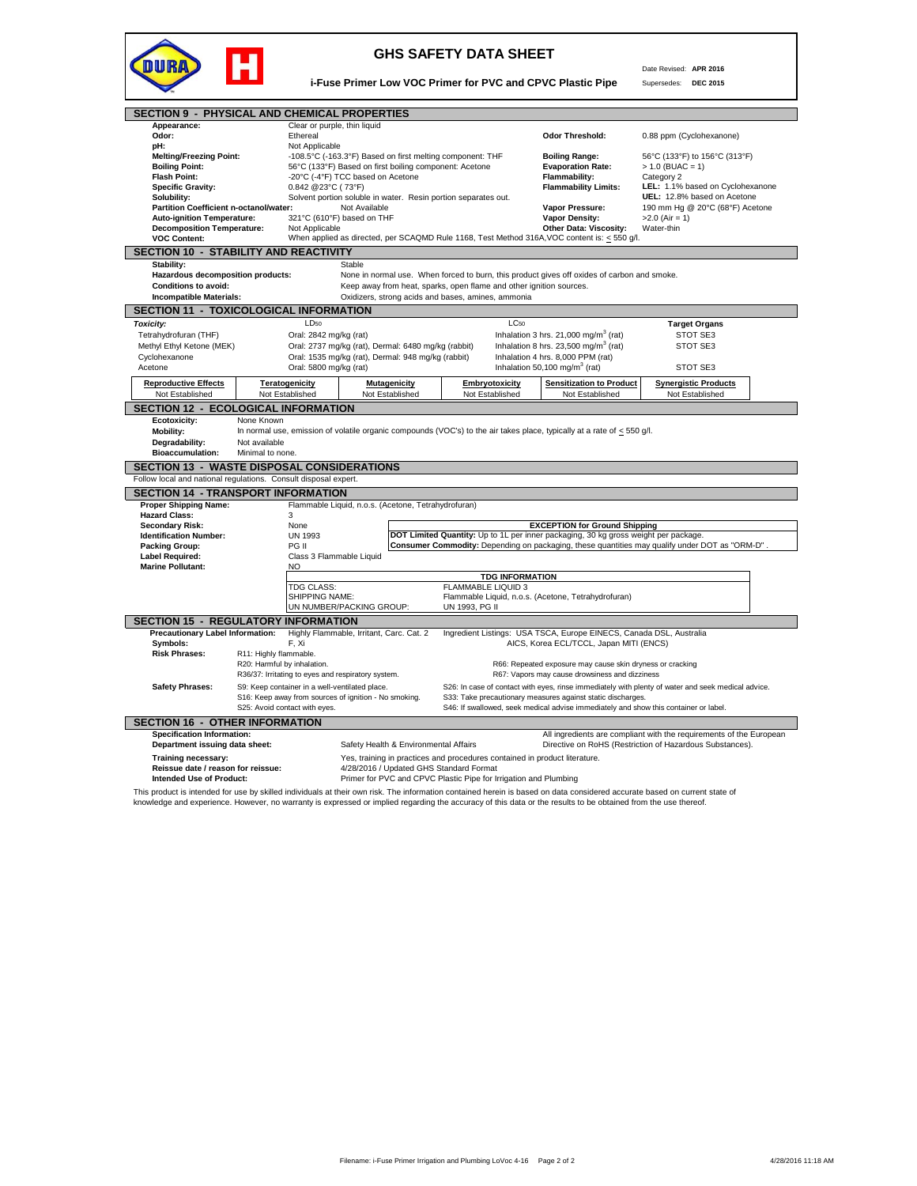# GHS SAFETY DATA SHEET

**i-Fuse Primer Low VOC Primer for PVC and CPVC Plastic Pipe**

Date Revised: **APR 2016**
Supersedes: **DEC 2015**

## SECTION 9 - PHYSICAL AND CHEMICAL PROPERTIES

| | | | |
|---|---|---|---|
| **Appearance:** | Clear or purple, thin liquid | | |
| **Odor:** | Ethereal | **Odor Threshold:** | 0.88 ppm (Cyclohexanone) |
| **pH:** | Not Applicable | | |
| **Melting/Freezing Point:** | -108.5°C (-163.3°F) Based on first melting component: THF | **Boiling Range:** | 56°C (133°F) to 156°C (313°F) |
| **Boiling Point:** | 56°C (133°F) Based on first boiling component: Acetone | **Evaporation Rate:** | > 1.0 (BUAC = 1) |
| **Flash Point:** | -20°C (-4°F) TCC based on Acetone | **Flammability:** | Category 2 |
| **Specific Gravity:** | 0.842 @23°C ( 73°F) | **Flammability Limits:** | **LEL:** 1.1% based on Cyclohexanone |
| **Solubility:** | Solvent portion soluble in water. Resin portion separates out. | | **UEL:** 12.8% based on Acetone |
| **Partition Coefficient n-octanol/water:** | Not Available | **Vapor Pressure:** | 190 mm Hg @ 20°C (68°F) Acetone |
| **Auto-ignition Temperature:** | 321°C (610°F) based on THF | **Vapor Density:** | >2.0 (Air = 1) |
| **Decomposition Temperature:** | Not Applicable | **Other Data: Viscosity:** | Water-thin |
| **VOC Content:** | When applied as directed, per SCAQMD Rule 1168, Test Method 316A,VOC content is: ≤ 550 g/l. | | |

## SECTION 10 - STABILITY AND REACTIVITY

**Stability:** Stable
**Hazardous decomposition products:** None in normal use. When forced to burn, this product gives off oxides of carbon and smoke.
**Conditions to avoid:** Keep away from heat, sparks, open flame and other ignition sources.
**Incompatible Materials:** Oxidizers, strong acids and bases, amines, ammonia

## SECTION 11 - TOXICOLOGICAL INFORMATION

| *Toxicity:* | $LD_{50}$ | $LC_{50}$ | Target Organs |
|---|---|---|---|
| Tetrahydrofuran (THF) | Oral: 2842 mg/kg (rat) | Inhalation 3 hrs. 21,000 mg/m$^3$ (rat) | STOT SE3 |
| Methyl Ethyl Ketone (MEK) | Oral: 2737 mg/kg (rat), Dermal: 6480 mg/kg (rabbit) | Inhalation 8 hrs. 23,500 mg/m$^3$ (rat) | STOT SE3 |
| Cyclohexanone | Oral: 1535 mg/kg (rat), Dermal: 948 mg/kg (rabbit) | Inhalation 4 hrs. 8,000 PPM (rat) | |
| Acetone | Oral: 5800 mg/kg (rat) | Inhalation 50,100 mg/m$^3$ (rat) | STOT SE3 |

| Reproductive Effects | Teratogenicity | Mutagenicity | Embryotoxicity | Sensitization to Product | Synergistic Products |
|---|---|---|---|---|---|
| Not Established | Not Established | Not Established | Not Established | Not Established | Not Established |

## SECTION 12 - ECOLOGICAL INFORMATION

**Ecotoxicity:** None Known
**Mobility:** In normal use, emission of volatile organic compounds (VOC's) to the air takes place, typically at a rate of ≤ 550 g/l.
**Degradability:** Not available
**Bioaccumulation:** Minimal to none.

## SECTION 13 - WASTE DISPOSAL CONSIDERATIONS

Follow local and national regulations. Consult disposal expert.

## SECTION 14 - TRANSPORT INFORMATION

**Proper Shipping Name:** Flammable Liquid, n.o.s. (Acetone, Tetrahydrofuran)
**Hazard Class:** 3
**Secondary Risk:** None
**Identification Number:** UN 1993
**Packing Group:** PG II
**Label Required:** Class 3 Flammable Liquid
**Marine Pollutant:** NO

**EXCEPTION for Ground Shipping**
**DOT Limited Quantity:** Up to 1L per inner packaging, 30 kg gross weight per package.
**Consumer Commodity:** Depending on packaging, these quantities may qualify under DOT as "ORM-D" .

| TDG INFORMATION | |
|---|---|
| TDG CLASS: | FLAMMABLE LIQUID 3 |
| SHIPPING NAME: | Flammable Liquid, n.o.s. (Acetone, Tetrahydrofuran) |
| UN NUMBER/PACKING GROUP: | UN 1993, PG II |

## SECTION 15 - REGULATORY INFORMATION

**Precautionary Label Information:** Highly Flammable, Irritant, Carc. Cat. 2
**Symbols:** F, Xi

Ingredient Listings: USA TSCA, Europe EINECS, Canada DSL, Australia AICS, Korea ECL/TCCL, Japan MITI (ENCS)

**Risk Phrases:**
- R11: Highly flammable.
- R20: Harmful by inhalation.
- R36/37: Irritating to eyes and respiratory system.
- R66: Repeated exposure may cause skin dryness or cracking
- R67: Vapors may cause drowsiness and dizziness

**Safety Phrases:**
- S9: Keep container in a well-ventilated place.
- S16: Keep away from sources of ignition - No smoking.
- S25: Avoid contact with eyes.
- S26: In case of contact with eyes, rinse immediately with plenty of water and seek medical advice.
- S33: Take precautionary measures against static discharges.
- S46: If swallowed, seek medical advise immediately and show this container or label.

## SECTION 16 - OTHER INFORMATION

**Specification Information:** All ingredients are compliant with the requirements of the European Directive on RoHS (Restriction of Hazardous Substances).
**Department issuing data sheet:** Safety Health & Environmental Affairs
**Training necessary:** Yes, training in practices and procedures contained in product literature.
**Reissue date / reason for reissue:** 4/28/2016 / Updated GHS Standard Format
**Intended Use of Product:** Primer for PVC and CPVC Plastic Pipe for Irrigation and Plumbing

This product is intended for use by skilled individuals at their own risk. The information contained herein is based on data considered accurate based on current state of knowledge and experience. However, no warranty is expressed or implied regarding the accuracy of this data or the results to be obtained from the use thereof.